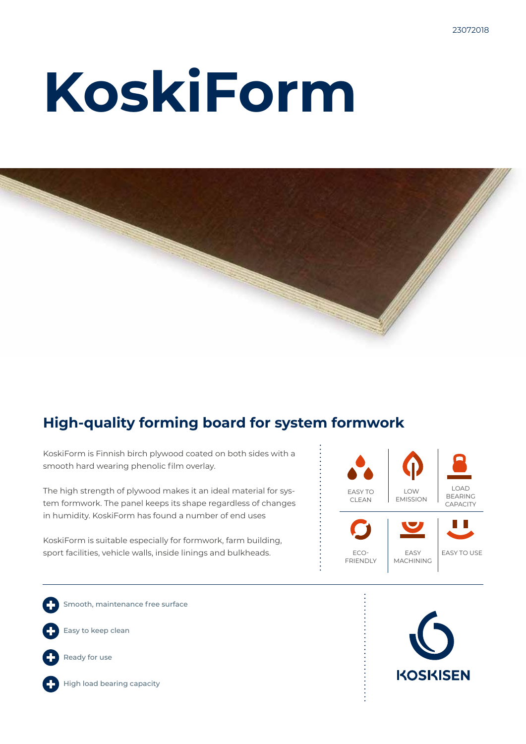23072018

# KoskiForm

## High-quality forming board for system formwork

KoskiForm is Finnish birch plywood coated on both sides with a smooth hard wearing phenolic film overlay.

The high strength of plywood makes it an ideal material for system formwork. The panel keeps its shape regardless of changes in humidity. KoskiForm has found a number of end uses

KoskiForm is suitable especially for formwork, farm building, sport facilities, vehicle walls, inside linings and bulkheads.

EASY TO CLEAN | LOW EMISSION | LOAD BEARING CAPACITY

ECO-FRIENDLY | EASY MACHINING | EASY TO USE

- Smooth, maintenance free surface
- Easy to keep clean
- Ready for use
- High load bearing capacity

KOSKISEN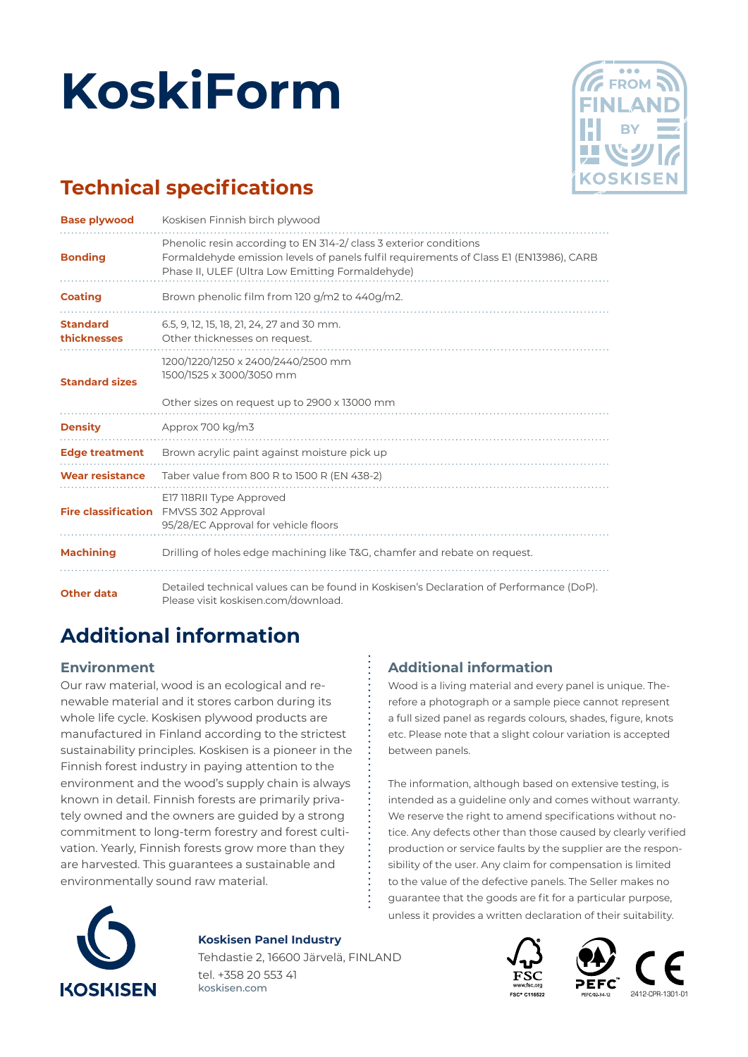# KoskiForm

## Technical specifications

| | |
|---|---|
| **Base plywood** | Koskisen Finnish birch plywood |
| **Bonding** | Phenolic resin according to EN 314-2/ class 3 exterior conditions<br>Formaldehyde emission levels of panels fulfil requirements of Class E1 (EN13986), CARB Phase II, ULEF (Ultra Low Emitting Formaldehyde) |
| **Coating** | Brown phenolic film from 120 g/m2 to 440g/m2. |
| **Standard thicknesses** | 6.5, 9, 12, 15, 18, 21, 24, 27 and 30 mm.<br>Other thicknesses on request. |
| **Standard sizes** | 1200/1220/1250 x 2400/2440/2500 mm<br>1500/1525 x 3000/3050 mm<br><br>Other sizes on request up to 2900 x 13000 mm |
| **Density** | Approx 700 kg/m3 |
| **Edge treatment** | Brown acrylic paint against moisture pick up |
| **Wear resistance** | Taber value from 800 R to 1500 R (EN 438-2) |
| **Fire classification** | E17 118RII Type Approved<br>FMVSS 302 Approval<br>95/28/EC Approval for vehicle floors |
| **Machining** | Drilling of holes edge machining like T&G, chamfer and rebate on request. |
| **Other data** | Detailed technical values can be found in Koskisen's Declaration of Performance (DoP). Please visit koskisen.com/download. |

## Additional information

### Environment

Our raw material, wood is an ecological and renewable material and it stores carbon during its whole life cycle. Koskisen plywood products are manufactured in Finland according to the strictest sustainability principles. Koskisen is a pioneer in the Finnish forest industry in paying attention to the environment and the wood's supply chain is always known in detail. Finnish forests are primarily privately owned and the owners are guided by a strong commitment to long-term forestry and forest cultivation. Yearly, Finnish forests grow more than they are harvested. This guarantees a sustainable and environmentally sound raw material.

### Additional information

Wood is a living material and every panel is unique. Therefore a photograph or a sample piece cannot represent a full sized panel as regards colours, shades, figure, knots etc. Please note that a slight colour variation is accepted between panels.

The information, although based on extensive testing, is intended as a guideline only and comes without warranty. We reserve the right to amend specifications without notice. Any defects other than those caused by clearly verified production or service faults by the supplier are the responsibility of the user. Any claim for compensation is limited to the value of the defective panels. The Seller makes no guarantee that the goods are fit for a particular purpose, unless it provides a written declaration of their suitability.

**Koskisen Panel Industry**
Tehdastie 2, 16600 Järvelä, FINLAND
tel. +358 20 553 41
koskisen.com

FSC® C116522
PEFC/02-34-12
2412-CPR-1301-01